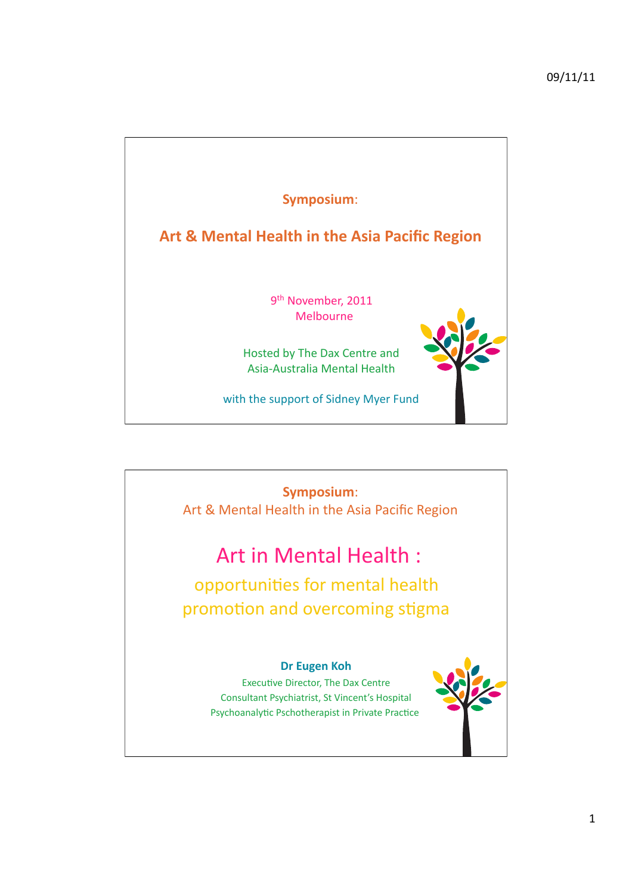**Symposium**:

## Art & Mental Health in the Asia Pacific Region

9th November, 2011
Melbourne

Hosted by The Dax Centre and
Asia-Australia Mental Health

with the support of Sidney Myer Fund

---

**Symposium**:
Art & Mental Health in the Asia Pacific Region

# Art in Mental Health :

## opportunities for mental health promotion and overcoming stigma

**Dr Eugen Koh**
Executive Director, The Dax Centre
Consultant Psychiatrist, St Vincent's Hospital
Psychoanalytic Pschotherapist in Private Practice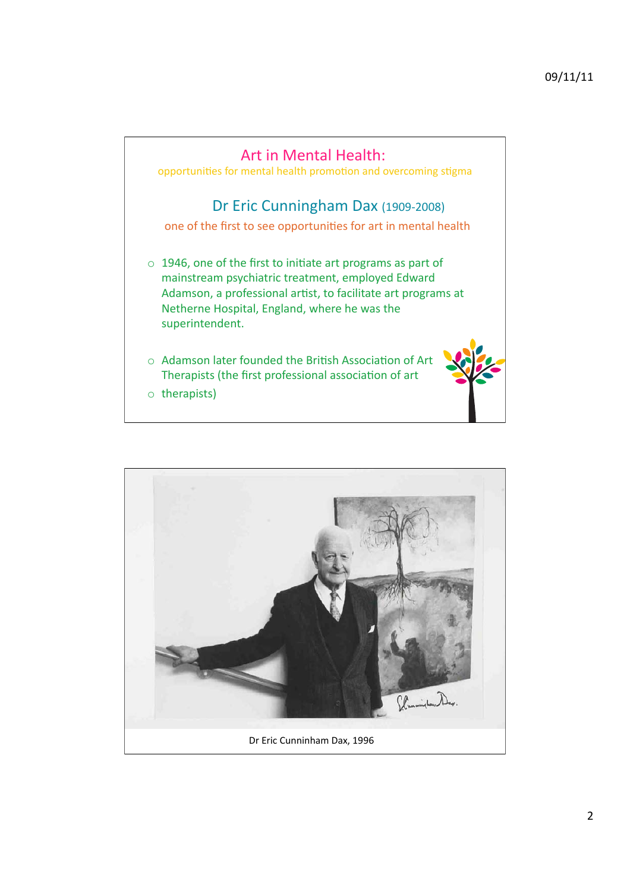# Art in Mental Health:

opportunities for mental health promotion and overcoming stigma

## Dr Eric Cunningham Dax (1909-2008)

one of the first to see opportunities for art in mental health

- 1946, one of the first to initiate art programs as part of mainstream psychiatric treatment, employed Edward Adamson, a professional artist, to facilitate art programs at Netherne Hospital, England, where he was the superintendent.
- Adamson later founded the British Association of Art Therapists (the first professional association of art
- therapists)

Dr Eric Cunninham Dax, 1996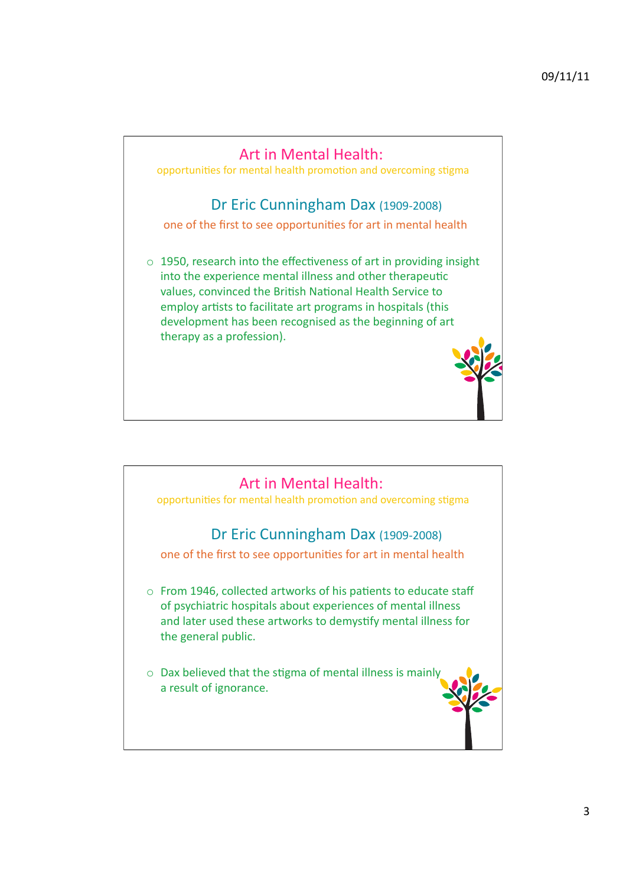## Art in Mental Health:

opportunities for mental health promotion and overcoming stigma

### Dr Eric Cunningham Dax (1909-2008)

one of the first to see opportunities for art in mental health

- 1950, research into the effectiveness of art in providing insight into the experience mental illness and other therapeutic values, convinced the British National Health Service to employ artists to facilitate art programs in hospitals (this development has been recognised as the beginning of art therapy as a profession).

## Art in Mental Health:

opportunities for mental health promotion and overcoming stigma

### Dr Eric Cunningham Dax (1909-2008)

one of the first to see opportunities for art in mental health

- From 1946, collected artworks of his patients to educate staff of psychiatric hospitals about experiences of mental illness and later used these artworks to demystify mental illness for the general public.
- Dax believed that the stigma of mental illness is mainly a result of ignorance.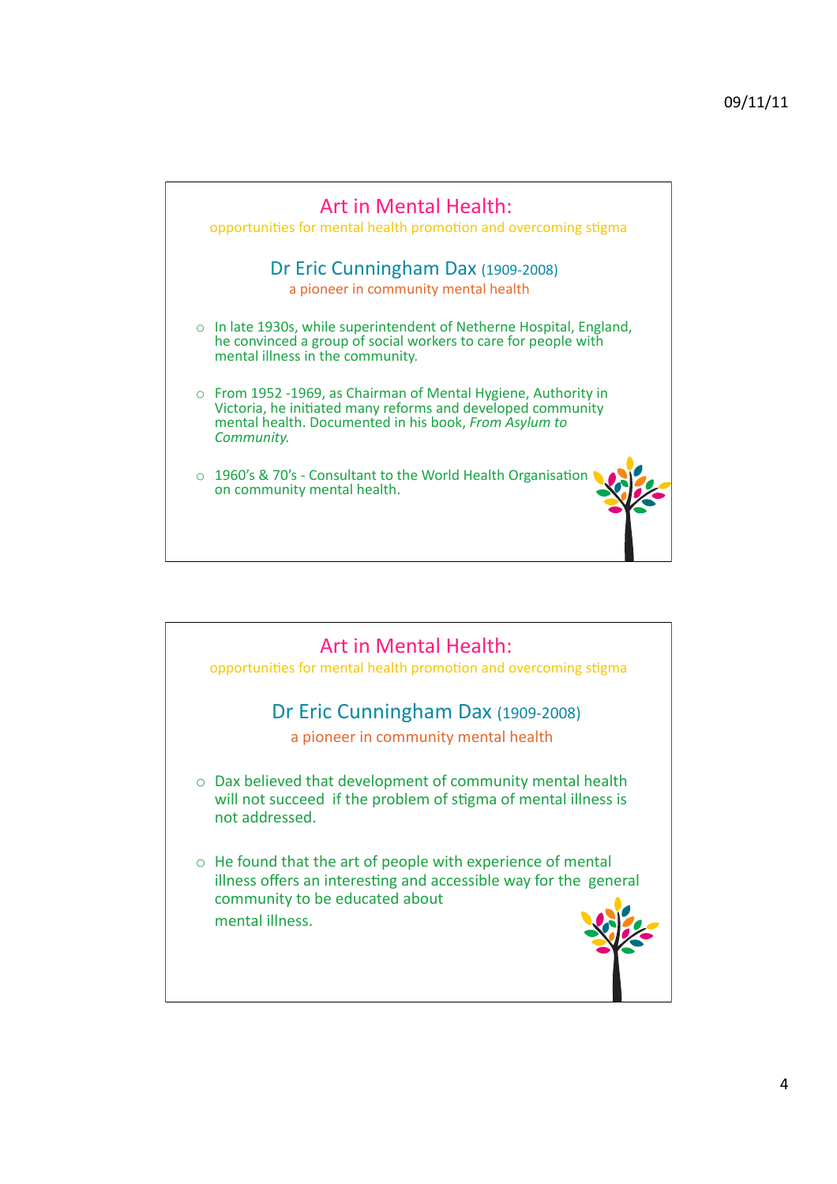## Art in Mental Health:

opportunities for mental health promotion and overcoming stigma

### Dr Eric Cunningham Dax (1909-2008)

a pioneer in community mental health

- In late 1930s, while superintendent of Netherne Hospital, England, he convinced a group of social workers to care for people with mental illness in the community.
- From 1952 -1969, as Chairman of Mental Hygiene, Authority in Victoria, he initiated many reforms and developed community mental health. Documented in his book, *From Asylum to Community.*
- 1960's & 70's - Consultant to the World Health Organisation on community mental health.

## Art in Mental Health:

opportunities for mental health promotion and overcoming stigma

### Dr Eric Cunningham Dax (1909-2008)

a pioneer in community mental health

- Dax believed that development of community mental health will not succeed if the problem of stigma of mental illness is not addressed.
- He found that the art of people with experience of mental illness offers an interesting and accessible way for the general community to be educated about mental illness.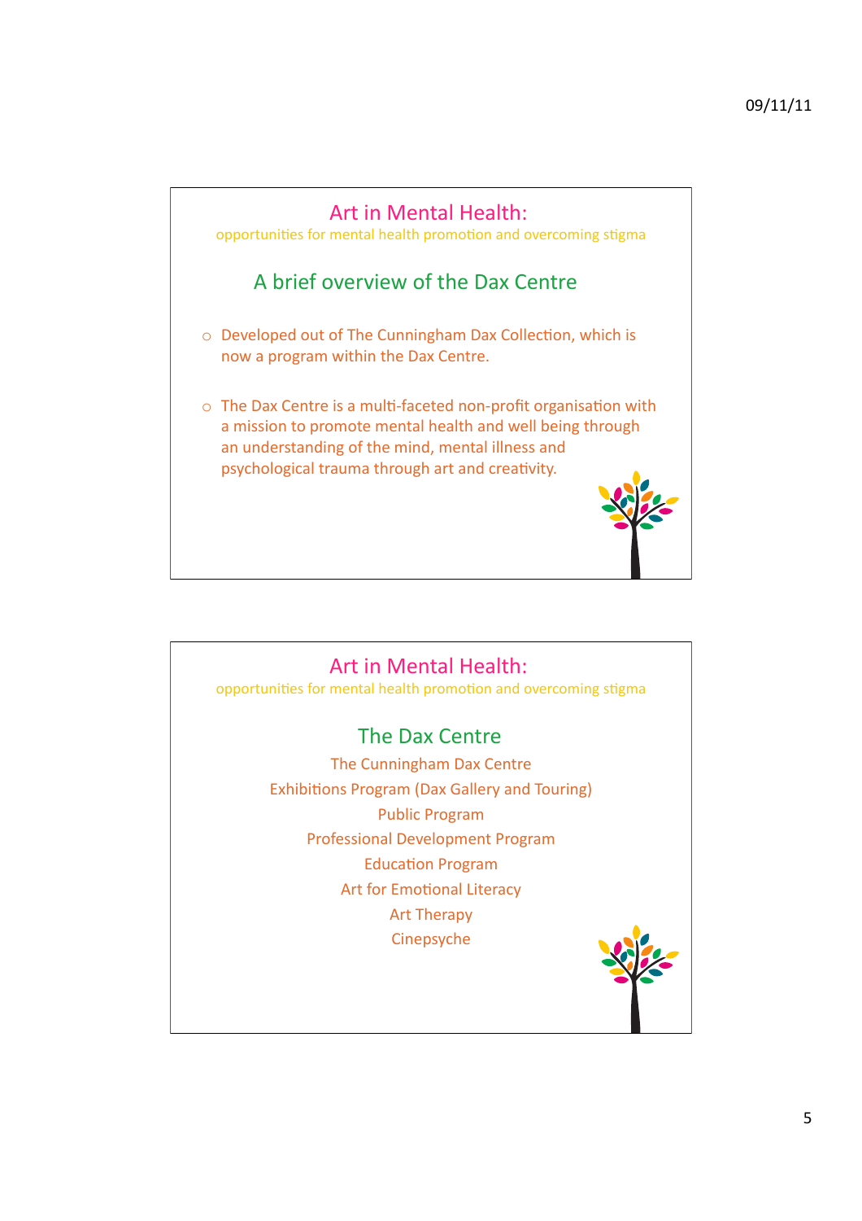## Art in Mental Health:

opportunities for mental health promotion and overcoming stigma

### A brief overview of the Dax Centre

- Developed out of The Cunningham Dax Collection, which is now a program within the Dax Centre.
- The Dax Centre is a multi-faceted non-profit organisation with a mission to promote mental health and well being through an understanding of the mind, mental illness and psychological trauma through art and creativity.

## Art in Mental Health:

opportunities for mental health promotion and overcoming stigma

### The Dax Centre

The Cunningham Dax Centre

Exhibitions Program (Dax Gallery and Touring)

Public Program

Professional Development Program

Education Program

Art for Emotional Literacy

Art Therapy

Cinepsyche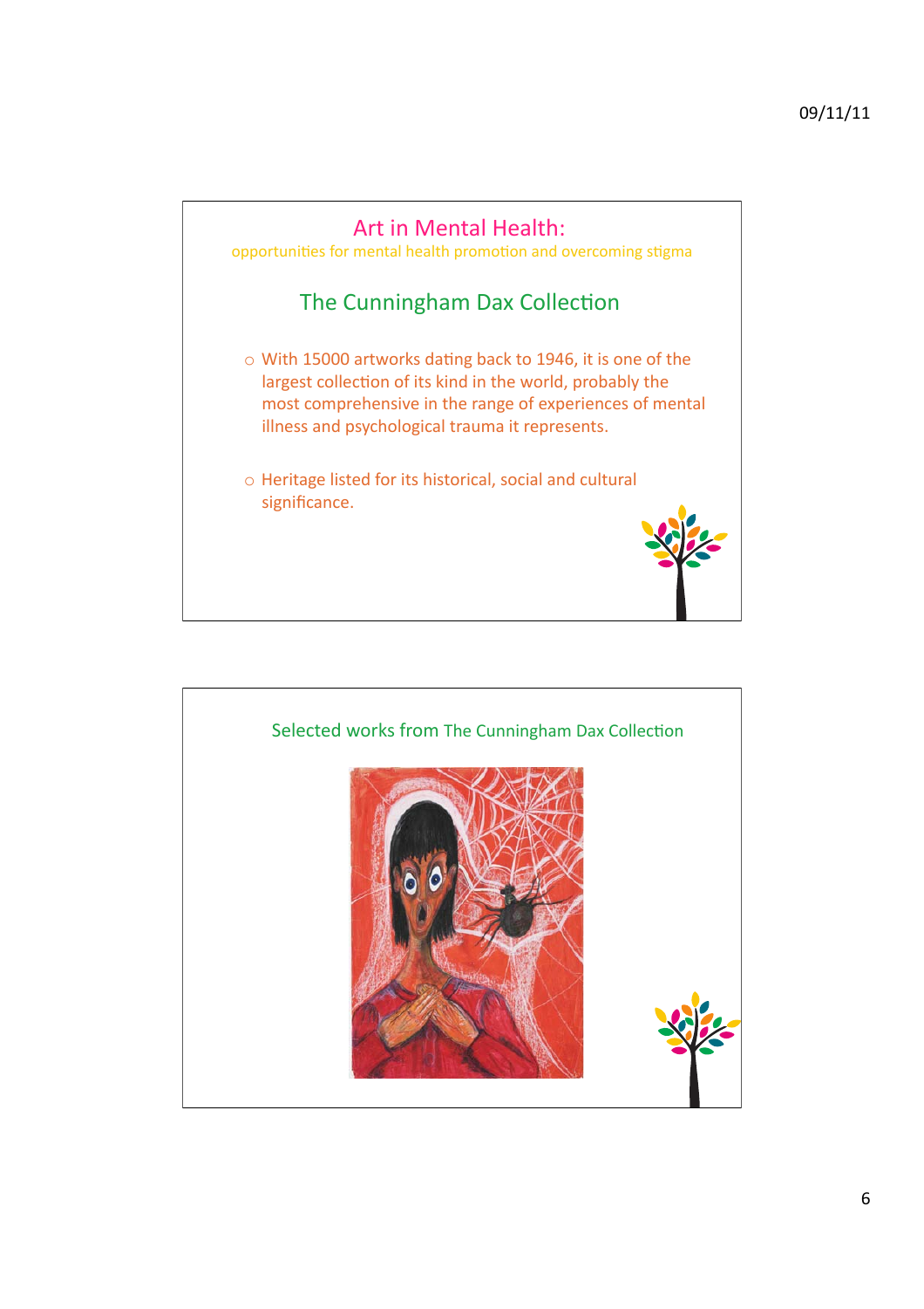## Art in Mental Health:

opportunities for mental health promotion and overcoming stigma

### The Cunningham Dax Collection

- With 15000 artworks dating back to 1946, it is one of the largest collection of its kind in the world, probably the most comprehensive in the range of experiences of mental illness and psychological trauma it represents.
- Heritage listed for its historical, social and cultural significance.

Selected works from The Cunningham Dax Collection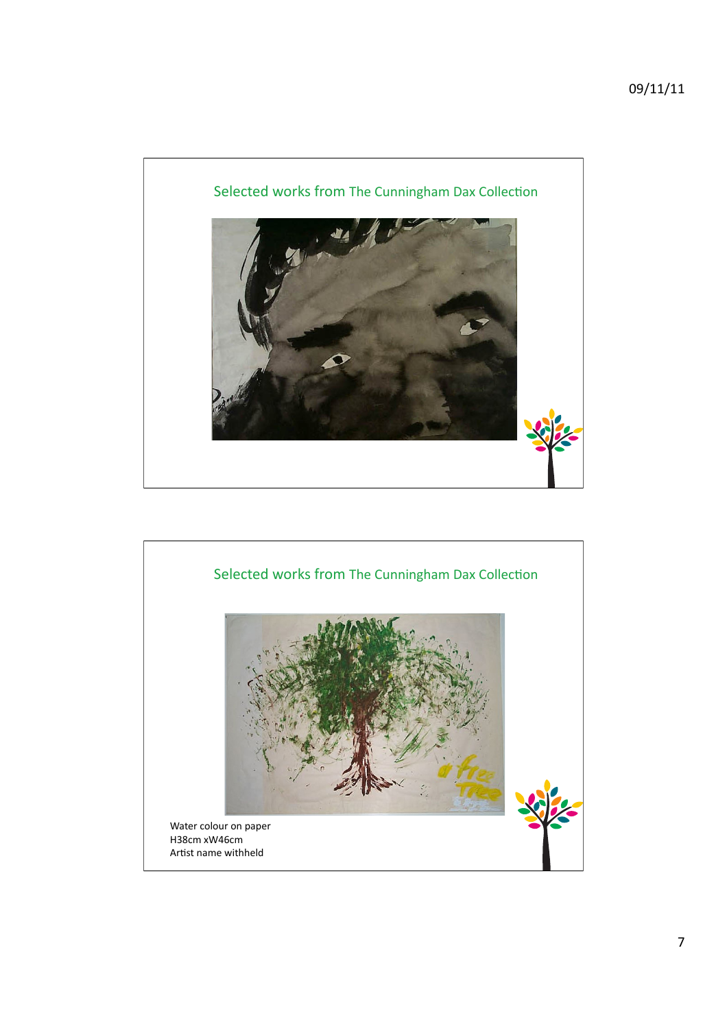## Selected works from The Cunningham Dax Collection

## Selected works from The Cunningham Dax Collection

Water colour on paper
H38cm xW46cm
Artist name withheld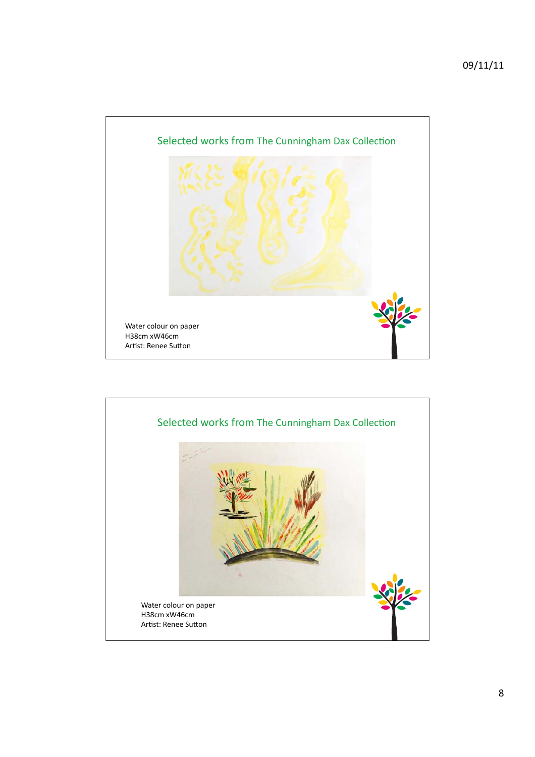## Selected works from The Cunningham Dax Collection

Water colour on paper
H38cm xW46cm
Artist: Renee Sutton

## Selected works from The Cunningham Dax Collection

Water colour on paper
H38cm xW46cm
Artist: Renee Sutton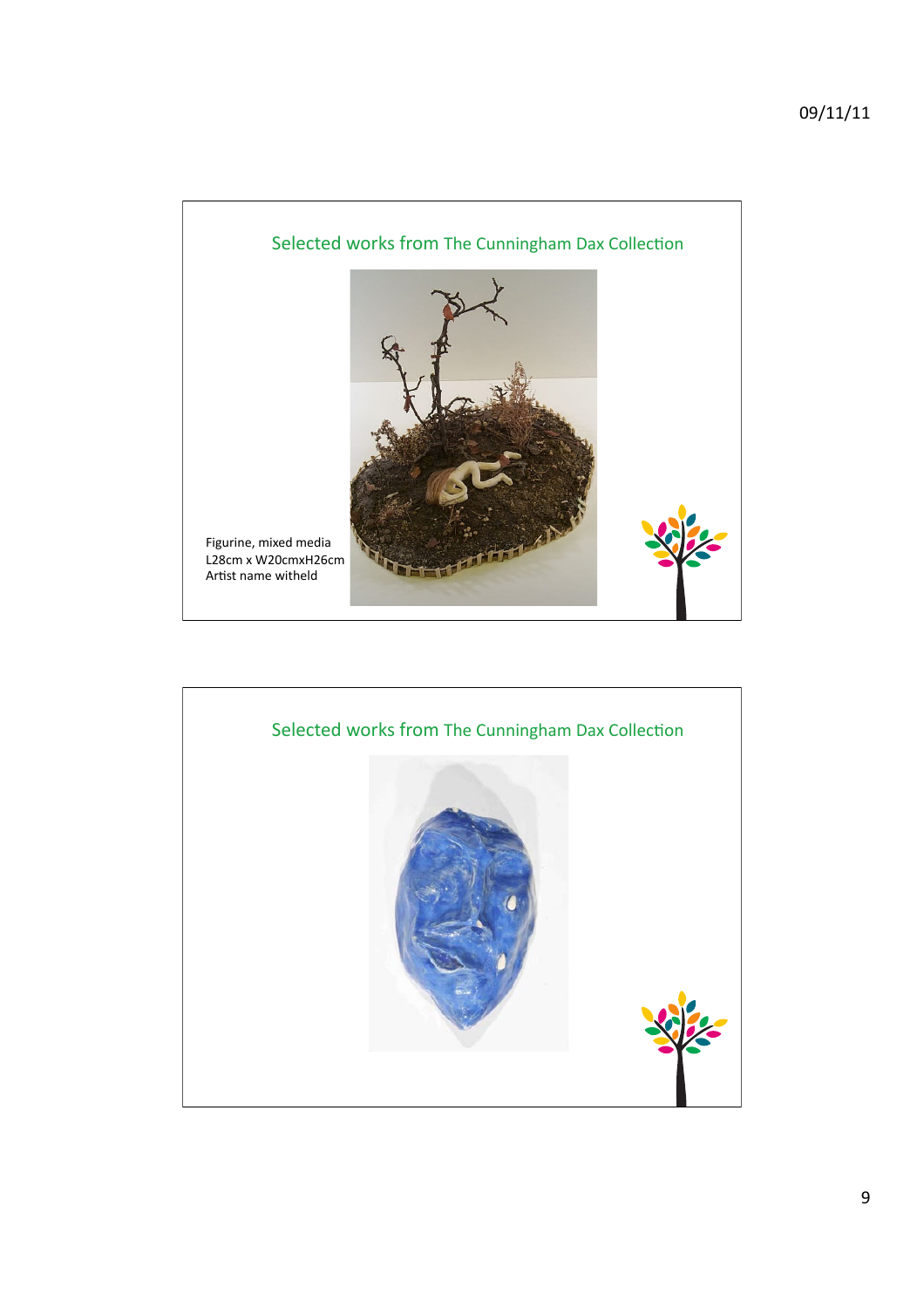## Selected works from The Cunningham Dax Collection

Figurine, mixed media
L28cm x W20cmxH26cm
Artist name witheld

## Selected works from The Cunningham Dax Collection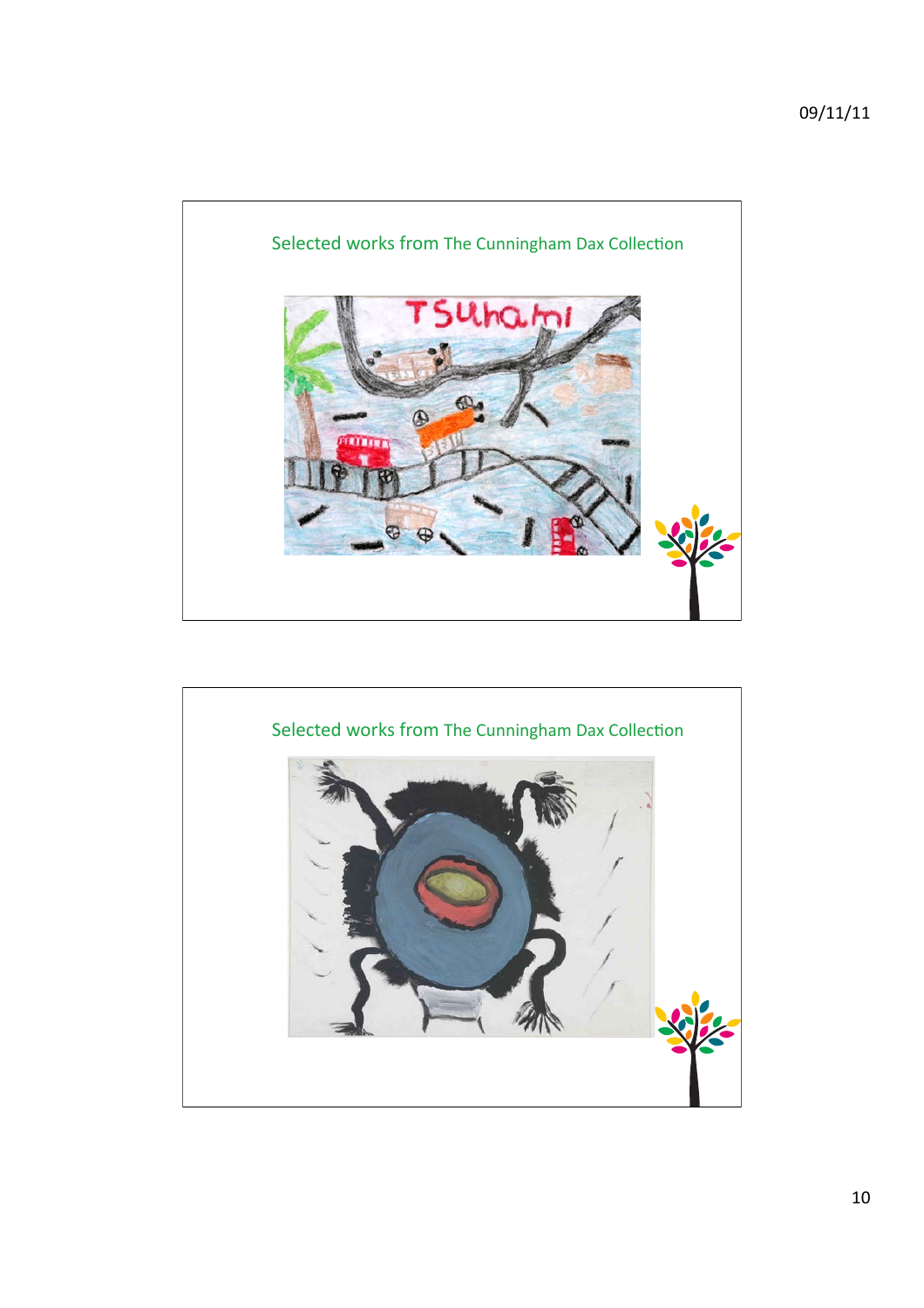Selected works from The Cunningham Dax Collection

Selected works from The Cunningham Dax Collection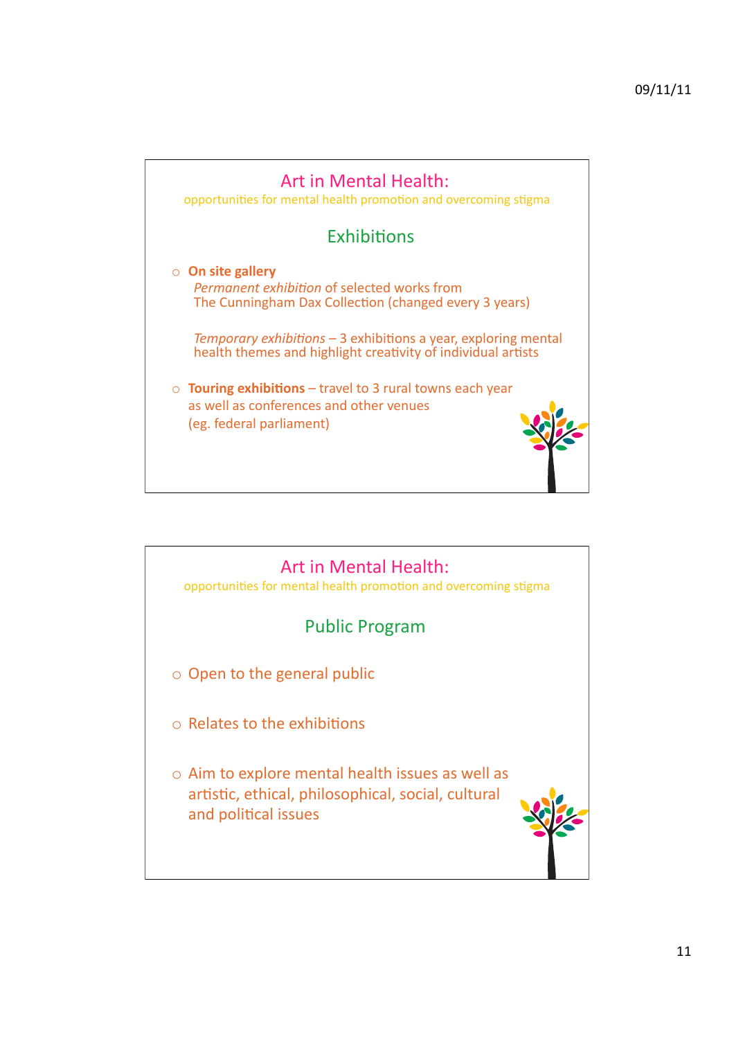## Art in Mental Health:

opportunities for mental health promotion and overcoming stigma

### Exhibitions

- **On site gallery**
  *Permanent exhibition* of selected works from
  The Cunningham Dax Collection (changed every 3 years)

  *Temporary exhibitions* – 3 exhibitions a year, exploring mental health themes and highlight creativity of individual artists

- **Touring exhibitions** – travel to 3 rural towns each year as well as conferences and other venues (eg. federal parliament)

## Art in Mental Health:

opportunities for mental health promotion and overcoming stigma

### Public Program

- Open to the general public
- Relates to the exhibitions
- Aim to explore mental health issues as well as artistic, ethical, philosophical, social, cultural and political issues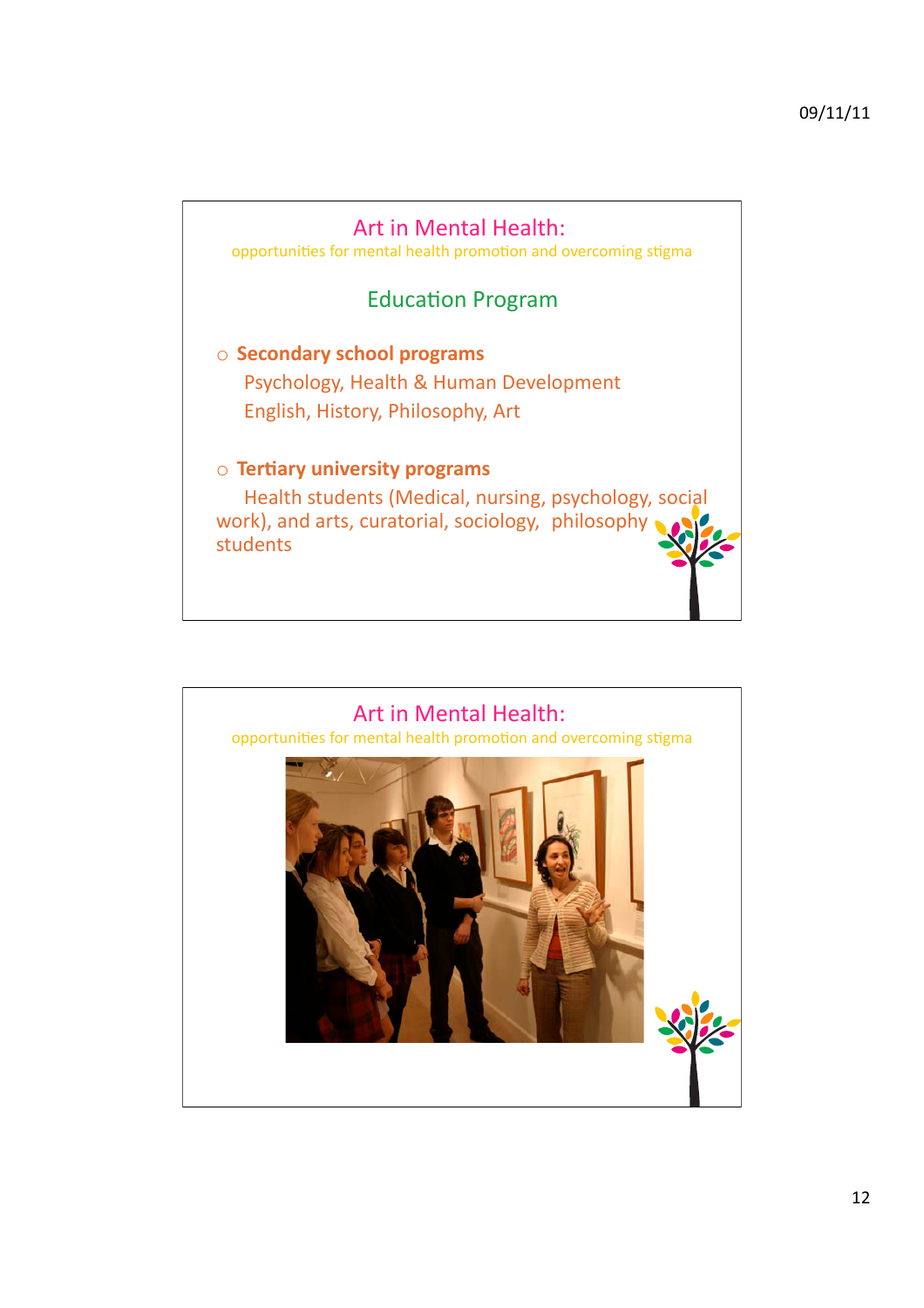## Art in Mental Health:

opportunities for mental health promotion and overcoming stigma

### Education Program

- **Secondary school programs**

  Psychology, Health & Human Development
  English, History, Philosophy, Art

- **Tertiary university programs**

  Health students (Medical, nursing, psychology, social work), and arts, curatorial, sociology, philosophy students

## Art in Mental Health:

opportunities for mental health promotion and overcoming stigma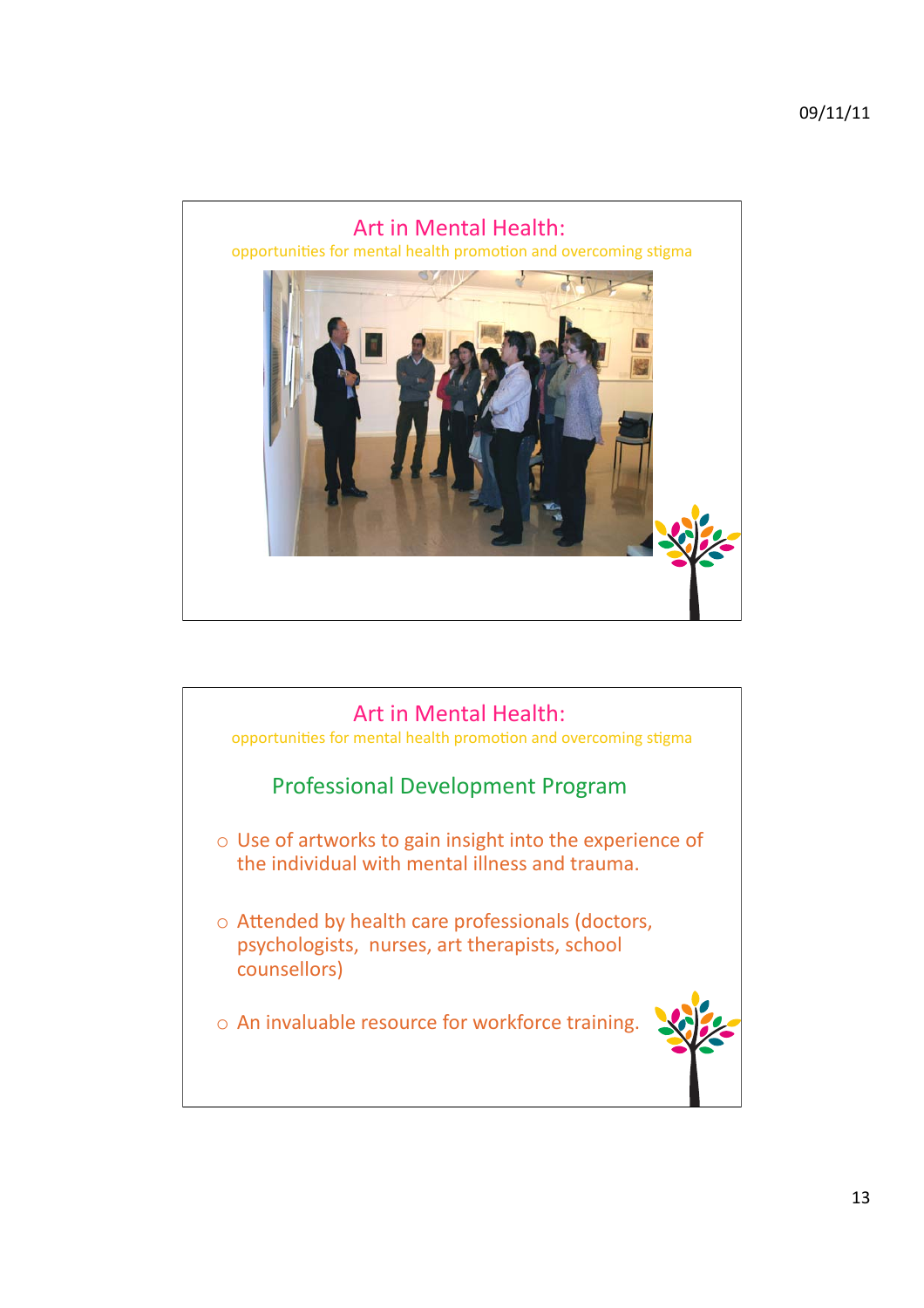## Art in Mental Health:

opportunities for mental health promotion and overcoming stigma

## Art in Mental Health:

opportunities for mental health promotion and overcoming stigma

### Professional Development Program

- Use of artworks to gain insight into the experience of the individual with mental illness and trauma.
- Attended by health care professionals (doctors, psychologists, nurses, art therapists, school counsellors)
- An invaluable resource for workforce training.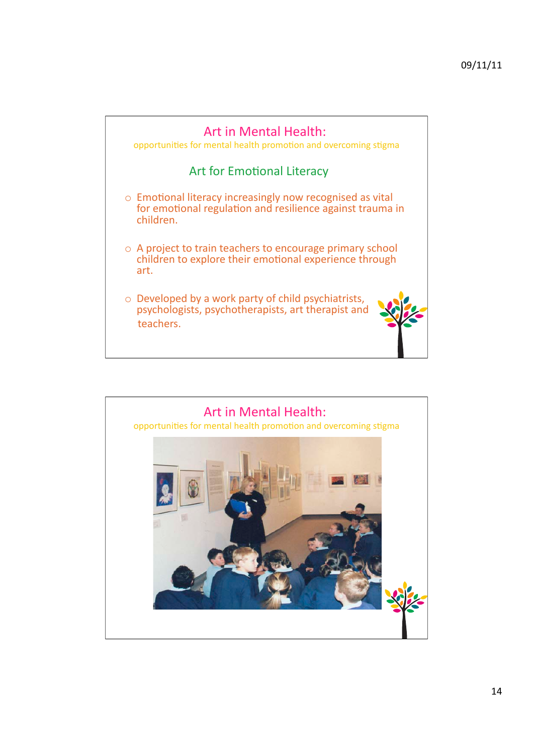## Art in Mental Health:

opportunities for mental health promotion and overcoming stigma

### Art for Emotional Literacy

- Emotional literacy increasingly now recognised as vital for emotional regulation and resilience against trauma in children.
- A project to train teachers to encourage primary school children to explore their emotional experience through art.
- Developed by a work party of child psychiatrists, psychologists, psychotherapists, art therapist and teachers.

## Art in Mental Health:

opportunities for mental health promotion and overcoming stigma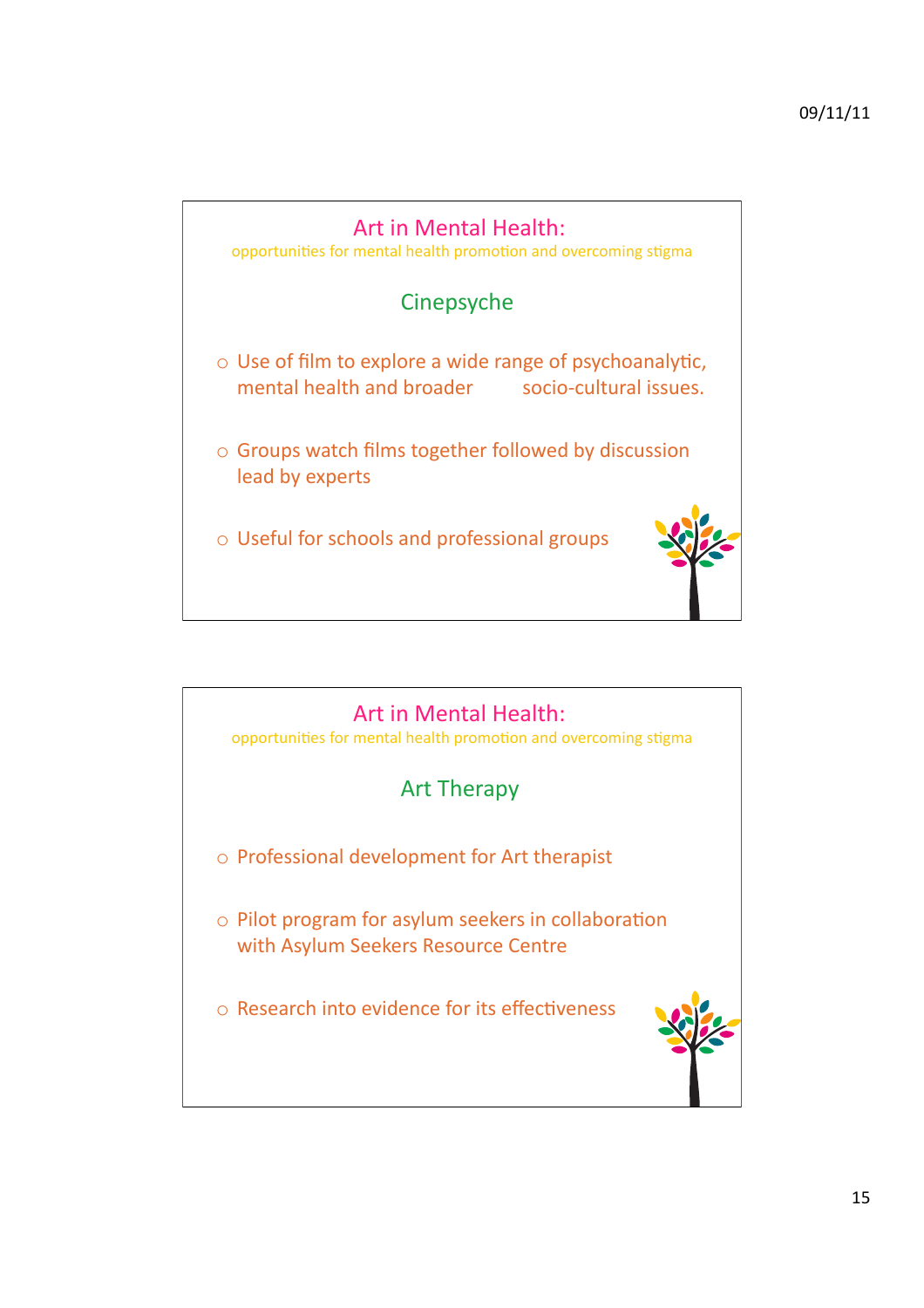## Art in Mental Health:

opportunities for mental health promotion and overcoming stigma

### Cinepsyche

- Use of film to explore a wide range of psychoanalytic, mental health and broader socio-cultural issues.
- Groups watch films together followed by discussion lead by experts
- Useful for schools and professional groups

## Art in Mental Health:

opportunities for mental health promotion and overcoming stigma

### Art Therapy

- Professional development for Art therapist
- Pilot program for asylum seekers in collaboration with Asylum Seekers Resource Centre
- Research into evidence for its effectiveness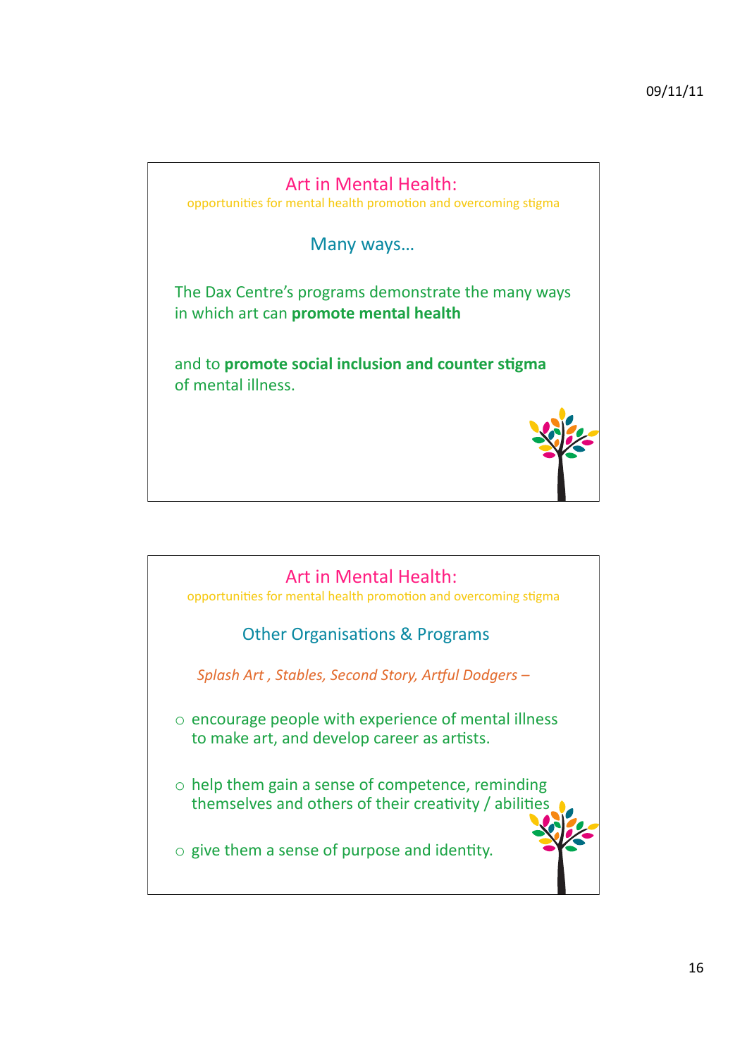## Art in Mental Health:

opportunities for mental health promotion and overcoming stigma

### Many ways…

The Dax Centre's programs demonstrate the many ways in which art can **promote mental health**

and to **promote social inclusion and counter stigma** of mental illness.

## Art in Mental Health:

opportunities for mental health promotion and overcoming stigma

### Other Organisations & Programs

*Splash Art , Stables, Second Story, Artful Dodgers –*

- encourage people with experience of mental illness to make art, and develop career as artists.
- help them gain a sense of competence, reminding themselves and others of their creativity / abilities
- give them a sense of purpose and identity.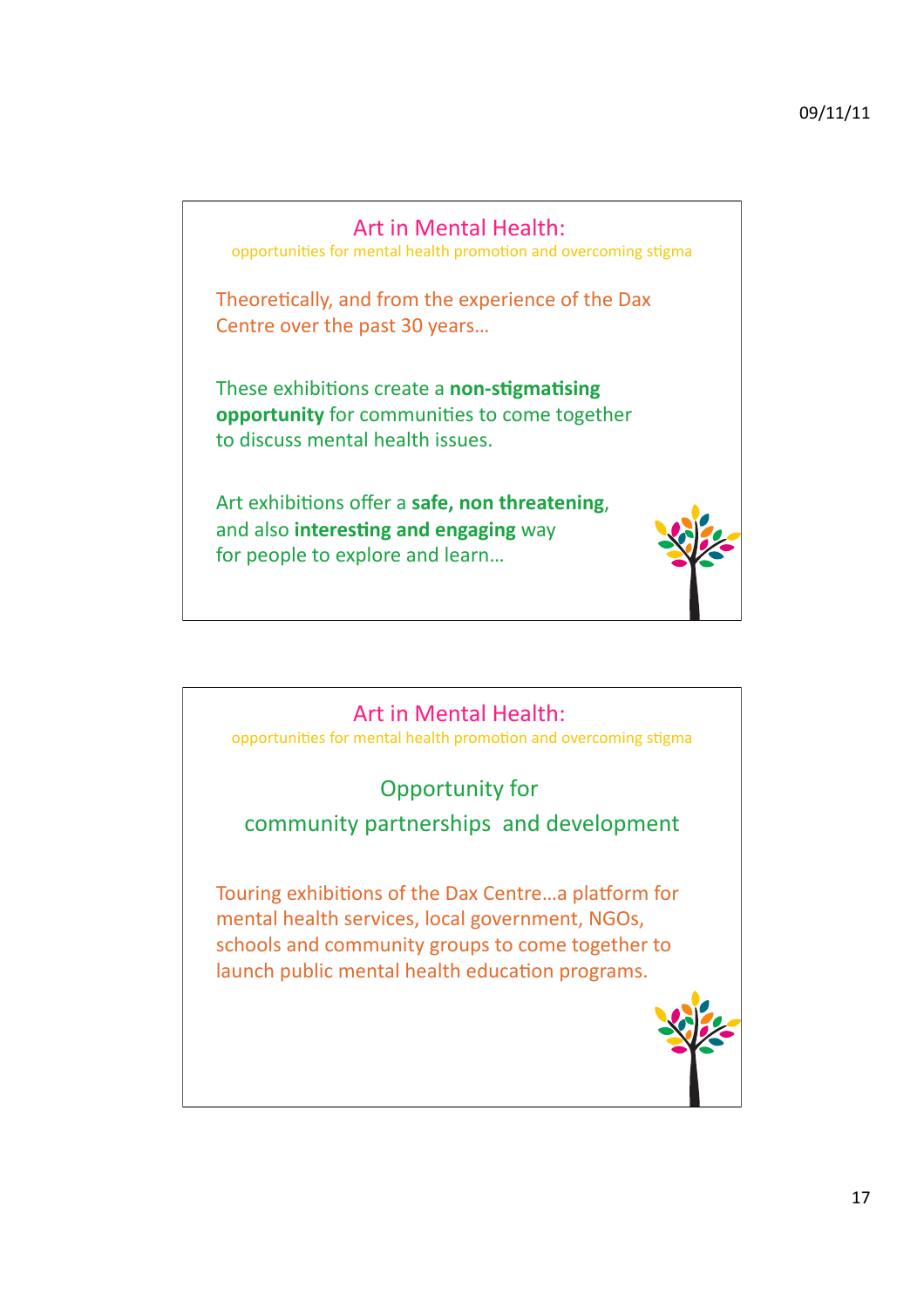## Art in Mental Health:

opportunities for mental health promotion and overcoming stigma

Theoretically, and from the experience of the Dax Centre over the past 30 years…

These exhibitions create a **non-stigmatising opportunity** for communities to come together to discuss mental health issues.

Art exhibitions offer a **safe, non threatening**, and also **interesting and engaging** way for people to explore and learn…

## Art in Mental Health:

opportunities for mental health promotion and overcoming stigma

Opportunity for community partnerships and development

Touring exhibitions of the Dax Centre…a platform for mental health services, local government, NGOs, schools and community groups to come together to launch public mental health education programs.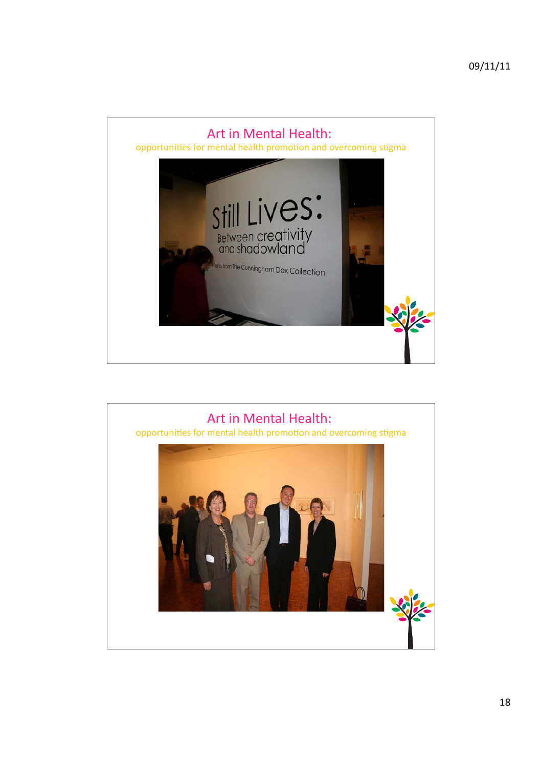## Art in Mental Health:

opportunities for mental health promotion and overcoming stigma

## Art in Mental Health:

opportunities for mental health promotion and overcoming stigma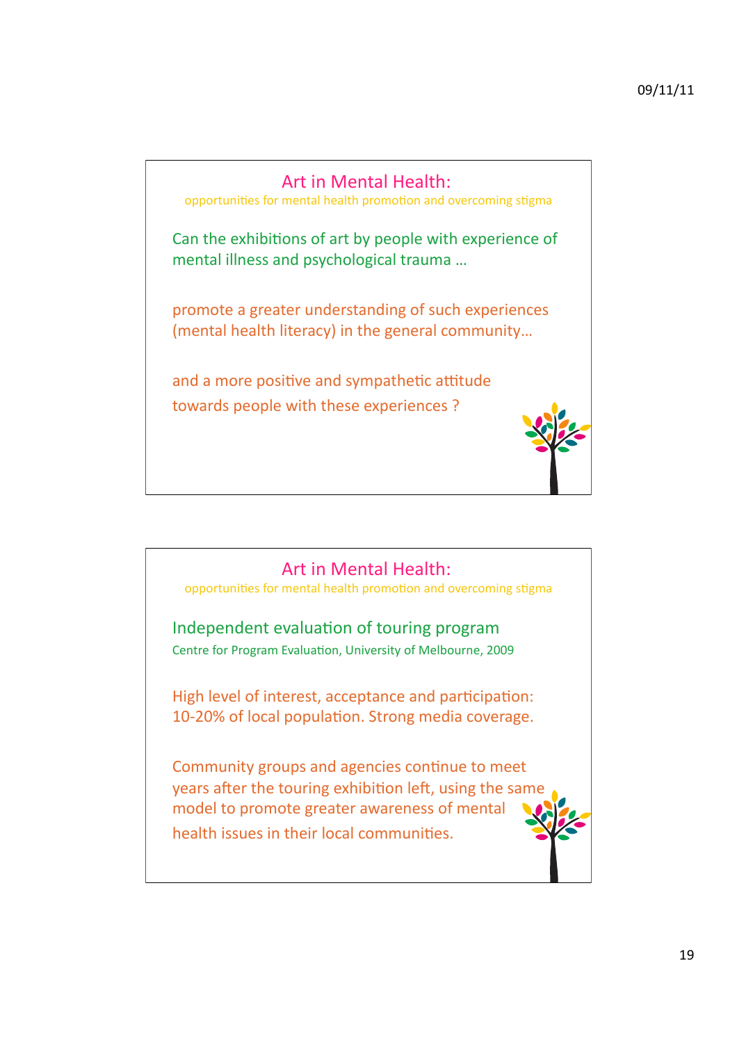## Art in Mental Health:

opportunities for mental health promotion and overcoming stigma

Can the exhibitions of art by people with experience of mental illness and psychological trauma …

promote a greater understanding of such experiences (mental health literacy) in the general community…

and a more positive and sympathetic attitude towards people with these experiences ?

## Art in Mental Health:

opportunities for mental health promotion and overcoming stigma

Independent evaluation of touring program

Centre for Program Evaluation, University of Melbourne, 2009

High level of interest, acceptance and participation: 10-20% of local population. Strong media coverage.

Community groups and agencies continue to meet years after the touring exhibition left, using the same model to promote greater awareness of mental health issues in their local communities.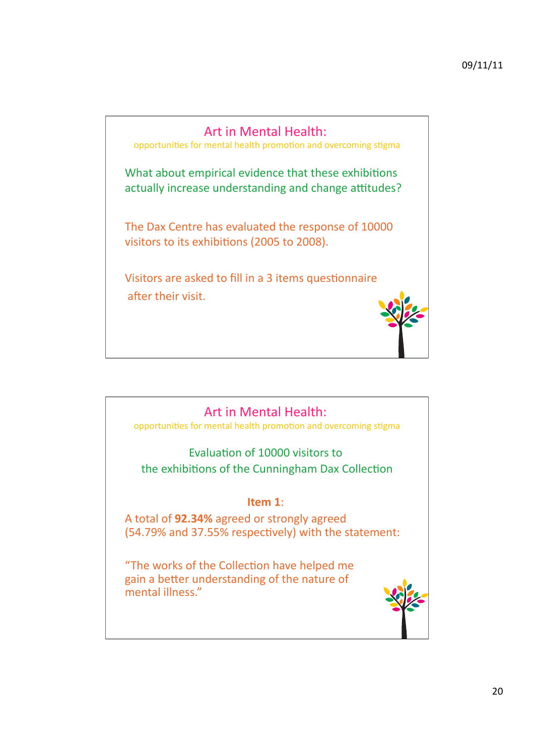## Art in Mental Health:

opportunities for mental health promotion and overcoming stigma

What about empirical evidence that these exhibitions actually increase understanding and change attitudes?

The Dax Centre has evaluated the response of 10000 visitors to its exhibitions (2005 to 2008).

Visitors are asked to fill in a 3 items questionnaire after their visit.

## Art in Mental Health:

opportunities for mental health promotion and overcoming stigma

Evaluation of 10000 visitors to the exhibitions of the Cunningham Dax Collection

**Item 1**:

A total of **92.34%** agreed or strongly agreed (54.79% and 37.55% respectively) with the statement:

"The works of the Collection have helped me gain a better understanding of the nature of mental illness."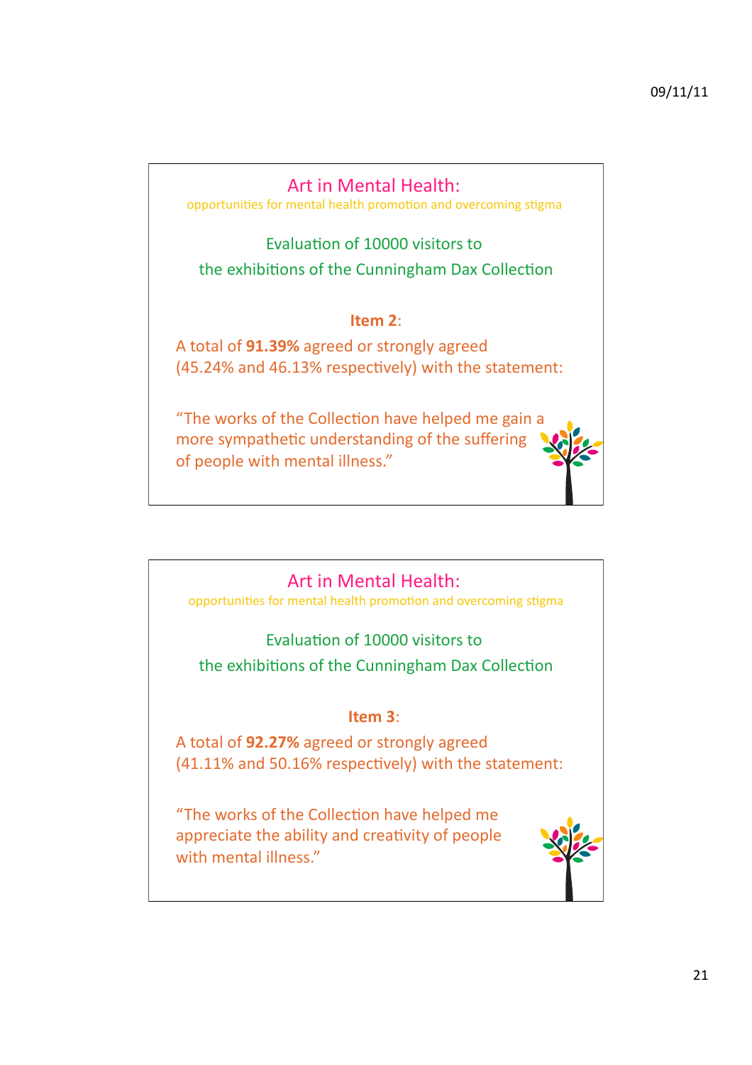## Art in Mental Health:

opportunities for mental health promotion and overcoming stigma

Evaluation of 10000 visitors to the exhibitions of the Cunningham Dax Collection

**Item 2**:

A total of **91.39%** agreed or strongly agreed (45.24% and 46.13% respectively) with the statement:

"The works of the Collection have helped me gain a more sympathetic understanding of the suffering of people with mental illness."

## Art in Mental Health:

opportunities for mental health promotion and overcoming stigma

Evaluation of 10000 visitors to the exhibitions of the Cunningham Dax Collection

**Item 3**:

A total of **92.27%** agreed or strongly agreed (41.11% and 50.16% respectively) with the statement:

"The works of the Collection have helped me appreciate the ability and creativity of people with mental illness."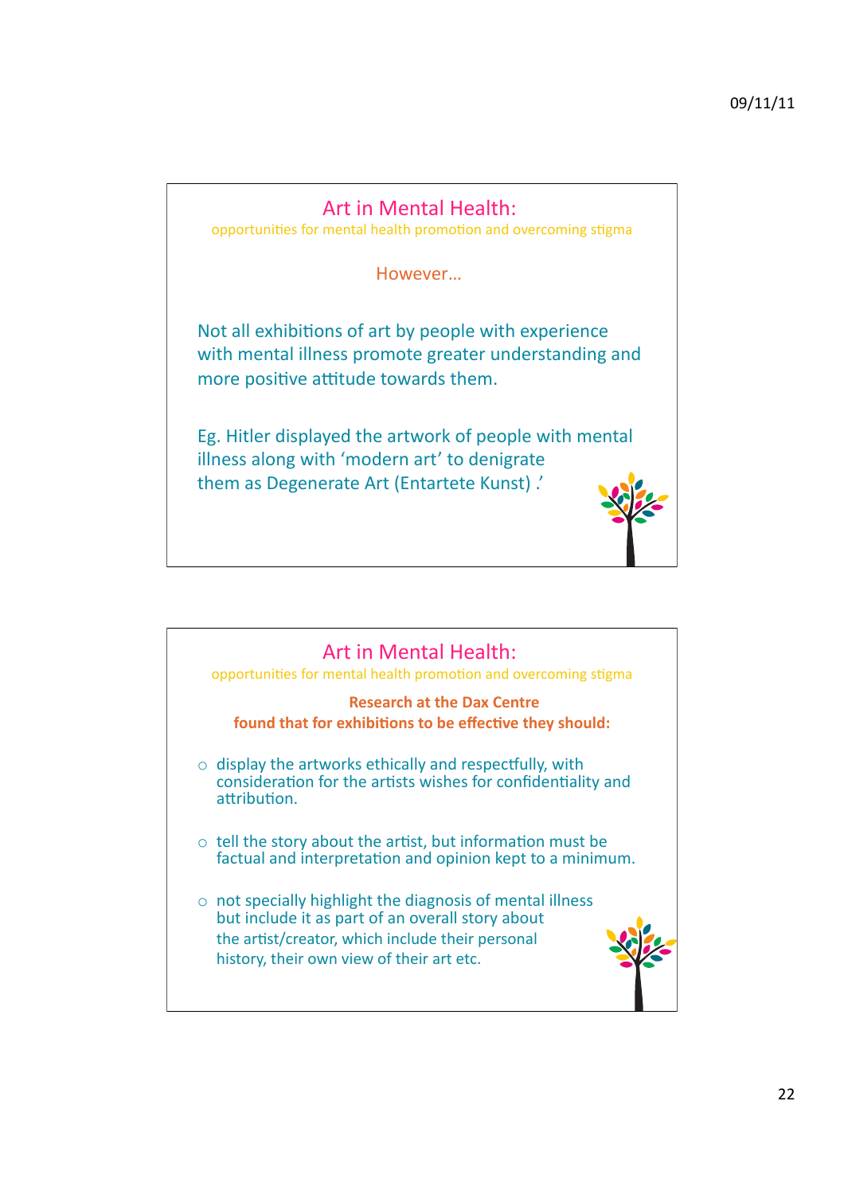## Art in Mental Health:

opportunities for mental health promotion and overcoming stigma

However…

Not all exhibitions of art by people with experience with mental illness promote greater understanding and more positive attitude towards them.

Eg. Hitler displayed the artwork of people with mental illness along with 'modern art' to denigrate them as Degenerate Art (Entartete Kunst) .'

## Art in Mental Health:

opportunities for mental health promotion and overcoming stigma

**Research at the Dax Centre found that for exhibitions to be effective they should:**

- display the artworks ethically and respectfully, with consideration for the artists wishes for confidentiality and attribution.
- tell the story about the artist, but information must be factual and interpretation and opinion kept to a minimum.
- not specially highlight the diagnosis of mental illness but include it as part of an overall story about the artist/creator, which include their personal history, their own view of their art etc.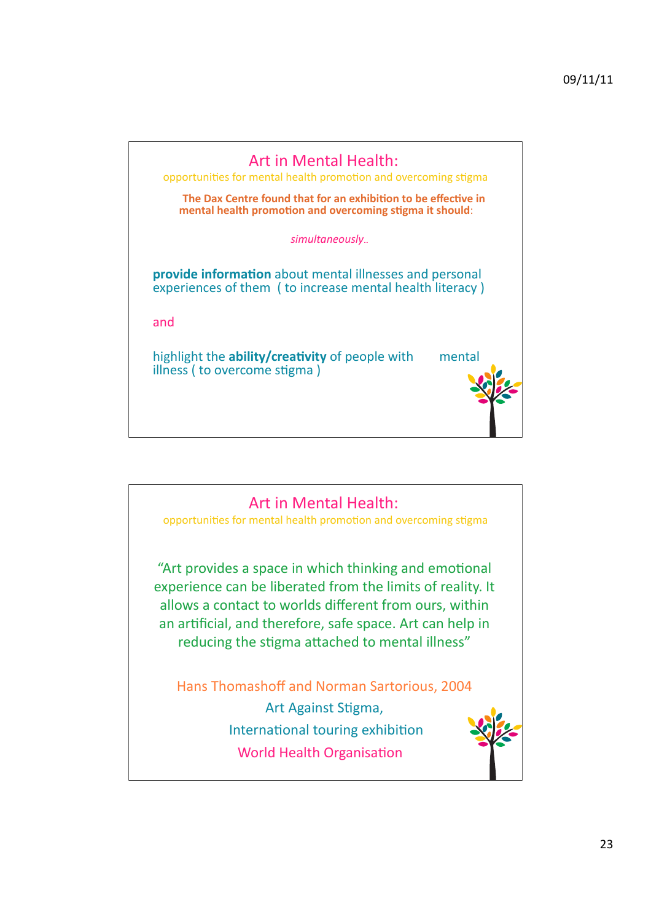## Art in Mental Health:

opportunities for mental health promotion and overcoming stigma

**The Dax Centre found that for an exhibition to be effective in mental health promotion and overcoming stigma it should**:

*simultaneously…*

**provide information** about mental illnesses and personal experiences of them ( to increase mental health literacy )

and

highlight the **ability/creativity** of people with mental illness ( to overcome stigma )

## Art in Mental Health:

opportunities for mental health promotion and overcoming stigma

"Art provides a space in which thinking and emotional experience can be liberated from the limits of reality. It allows a contact to worlds different from ours, within an artificial, and therefore, safe space. Art can help in reducing the stigma attached to mental illness"

Hans Thomashoff and Norman Sartorious, 2004

Art Against Stigma,

International touring exhibition

World Health Organisation